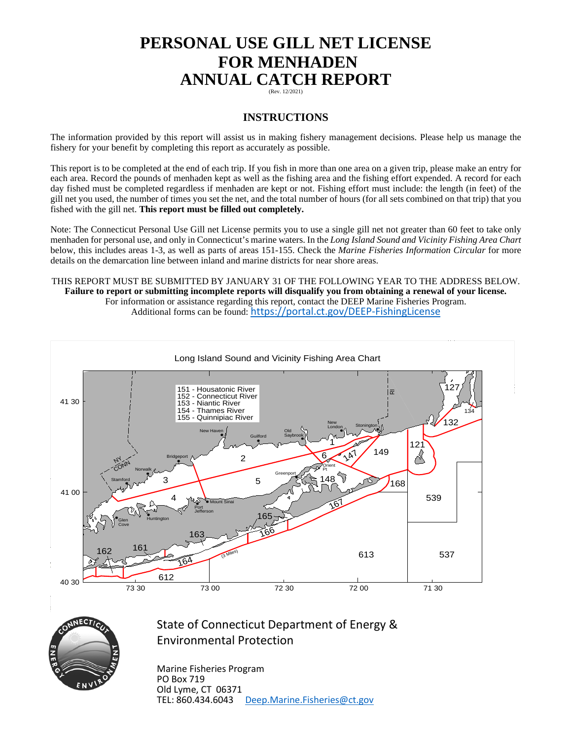# PERSONAL USE GILL NET LICENSE FOR MENHADEN ANNUAL CATCH REPORT

(Rev. 12/2021)

## INSTRUCTIONS

The information provided by this report will assist us in making fishery management decisions. Please help us manage the fishery for your benefit by completing this report as accurately as possible.

This report is to be completed at the end of each trip. If you fish in more than one area on a given trip, please make an entry for each area. Record the pounds of menhaden kept as well as the fishing area and the fishing effort expended. A record for each day fished must be completed regardless if menhaden are kept or not. Fishing effort must include: the length (in feet) of the gill net you used, the number of times you set the net, and the total number of hours (for all sets combined on that trip) that you fished with the gill net. **This report must be filled out completely.**

Note: The Connecticut Personal Use Gill net License permits you to use a single gill net not greater than 60 feet to take only menhaden for personal use, and only in Connecticut's marine waters. In the *Long Island Sound and Vicinity Fishing Area Chart* below, this includes areas 1-3, as well as parts of areas 151-155. Check the *Marine Fisheries Information Circular* for more details on the demarcation line between inland and marine districts for near shore areas.

THIS REPORT MUST BE SUBMITTED BY JANUARY 31 OF THE FOLLOWING YEAR TO THE ADDRESS BELOW.
**Failure to report or submitting incomplete reports will disqualify you from obtaining a renewal of your license.**
For information or assistance regarding this report, contact the DEEP Marine Fisheries Program.
Additional forms can be found: https://portal.ct.gov/DEEP-FishingLicense

**Long Island Sound and Vicinity Fishing Area Chart**

- 151 - Housatonic River
- 152 - Connecticut River
- 153 - Niantic River
- 154 - Thames River
- 155 - Quinnipiac River

State of Connecticut Department of Energy & Environmental Protection

Marine Fisheries Program
PO Box 719
Old Lyme, CT 06371
TEL: 860.434.6043 Deep.Marine.Fisheries@ct.gov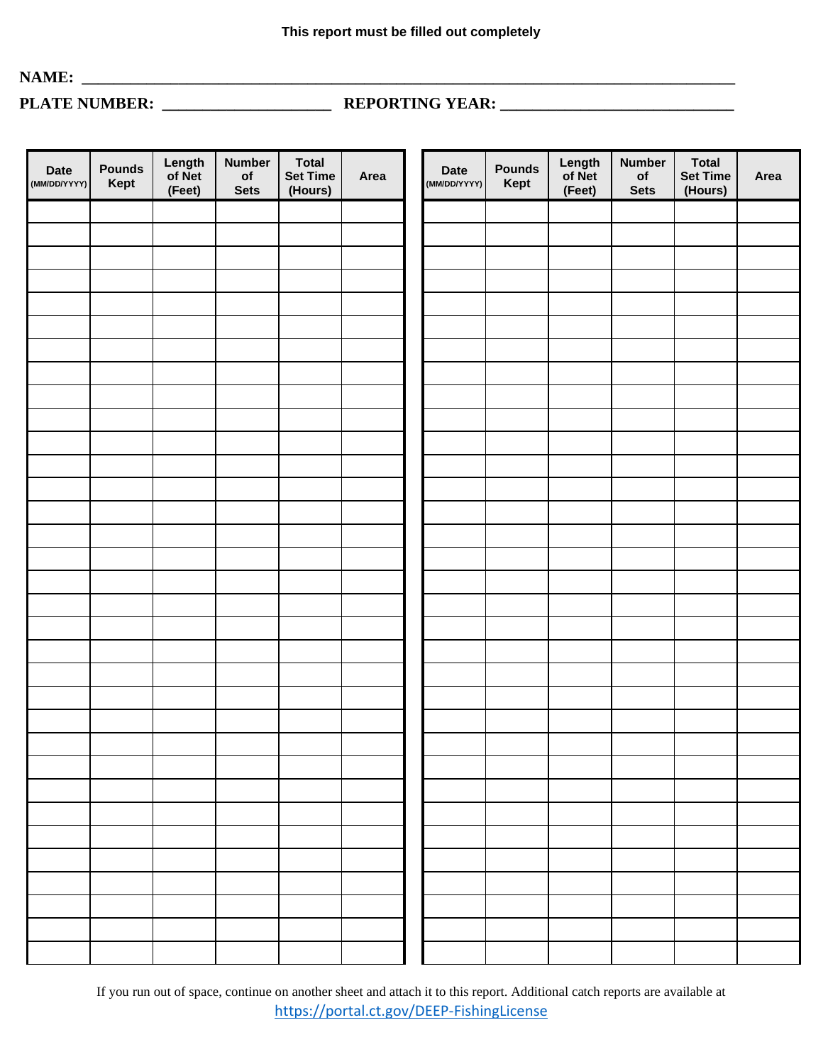**This report must be filled out completely**

**NAME:** ______________________________________________

**PLATE NUMBER:** ____________________ **REPORTING YEAR:** ____________________

| Date (MM/DD/YYYY) | Pounds Kept | Length of Net (Feet) | Number of Sets | Total Set Time (Hours) | Area |
|---|---|---|---|---|---|
| | | | | | |
| | | | | | |
| | | | | | |
| | | | | | |
| | | | | | |
| | | | | | |
| | | | | | |
| | | | | | |
| | | | | | |
| | | | | | |
| | | | | | |
| | | | | | |
| | | | | | |
| | | | | | |
| | | | | | |
| | | | | | |
| | | | | | |
| | | | | | |
| | | | | | |
| | | | | | |
| | | | | | |
| | | | | | |
| | | | | | |
| | | | | | |
| | | | | | |
| | | | | | |
| | | | | | |
| | | | | | |
| | | | | | |
| | | | | | |
| | | | | | |
| | | | | | |
| | | | | | |
| | | | | | |
| | | | | | |

| Date (MM/DD/YYYY) | Pounds Kept | Length of Net (Feet) | Number of Sets | Total Set Time (Hours) | Area |
|---|---|---|---|---|---|
| | | | | | |
| | | | | | |
| | | | | | |
| | | | | | |
| | | | | | |
| | | | | | |
| | | | | | |
| | | | | | |
| | | | | | |
| | | | | | |
| | | | | | |
| | | | | | |
| | | | | | |
| | | | | | |
| | | | | | |
| | | | | | |
| | | | | | |
| | | | | | |
| | | | | | |
| | | | | | |
| | | | | | |
| | | | | | |
| | | | | | |
| | | | | | |
| | | | | | |
| | | | | | |
| | | | | | |
| | | | | | |
| | | | | | |
| | | | | | |
| | | | | | |
| | | | | | |
| | | | | | |
| | | | | | |
| | | | | | |

If you run out of space, continue on another sheet and attach it to this report. Additional catch reports are available at https://portal.ct.gov/DEEP-FishingLicense